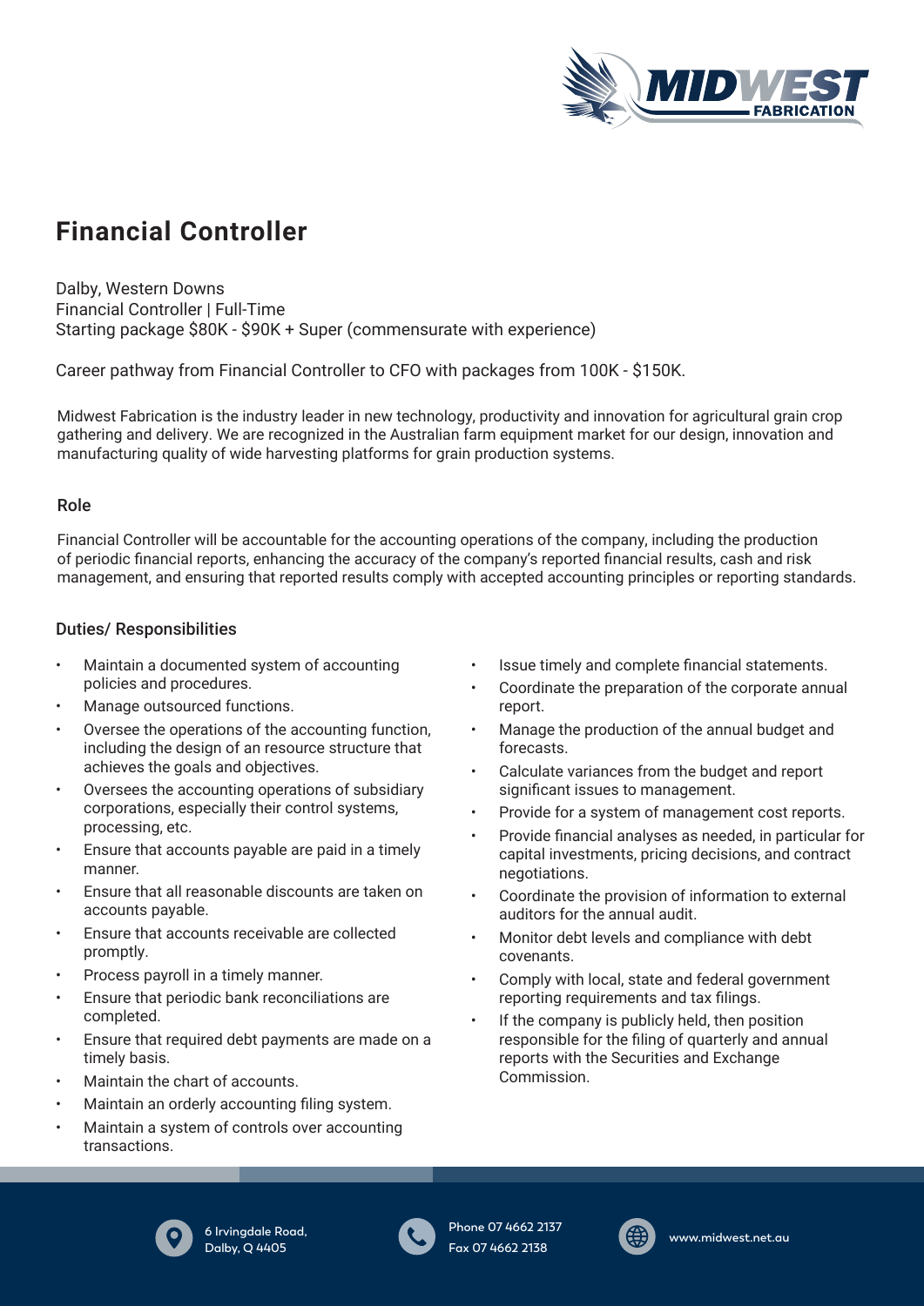# Financial Controller

Dalby, Western Downs
Financial Controller | Full-Time
Starting package $80K - $90K + Super (commensurate with experience)

Career pathway from Financial Controller to CFO with packages from 100K - $150K.

Midwest Fabrication is the industry leader in new technology, productivity and innovation for agricultural grain crop gathering and delivery. We are recognized in the Australian farm equipment market for our design, innovation and manufacturing quality of wide harvesting platforms for grain production systems.

## Role

Financial Controller will be accountable for the accounting operations of the company, including the production of periodic financial reports, enhancing the accuracy of the company's reported financial results, cash and risk management, and ensuring that reported results comply with accepted accounting principles or reporting standards.

## Duties/ Responsibilities

- Maintain a documented system of accounting policies and procedures.
- Manage outsourced functions.
- Oversee the operations of the accounting function, including the design of an resource structure that achieves the goals and objectives.
- Oversees the accounting operations of subsidiary corporations, especially their control systems, processing, etc.
- Ensure that accounts payable are paid in a timely manner.
- Ensure that all reasonable discounts are taken on accounts payable.
- Ensure that accounts receivable are collected promptly.
- Process payroll in a timely manner.
- Ensure that periodic bank reconciliations are completed.
- Ensure that required debt payments are made on a timely basis.
- Maintain the chart of accounts.
- Maintain an orderly accounting filing system.
- Maintain a system of controls over accounting transactions.
- Issue timely and complete financial statements.
- Coordinate the preparation of the corporate annual report.
- Manage the production of the annual budget and forecasts.
- Calculate variances from the budget and report significant issues to management.
- Provide for a system of management cost reports.
- Provide financial analyses as needed, in particular for capital investments, pricing decisions, and contract negotiations.
- Coordinate the provision of information to external auditors for the annual audit.
- Monitor debt levels and compliance with debt covenants.
- Comply with local, state and federal government reporting requirements and tax filings.
- If the company is publicly held, then position responsible for the filing of quarterly and annual reports with the Securities and Exchange Commission.

6 Irvingdale Road, Dalby, Q 4405
Phone 07 4662 2137
Fax 07 4662 2138
www.midwest.net.au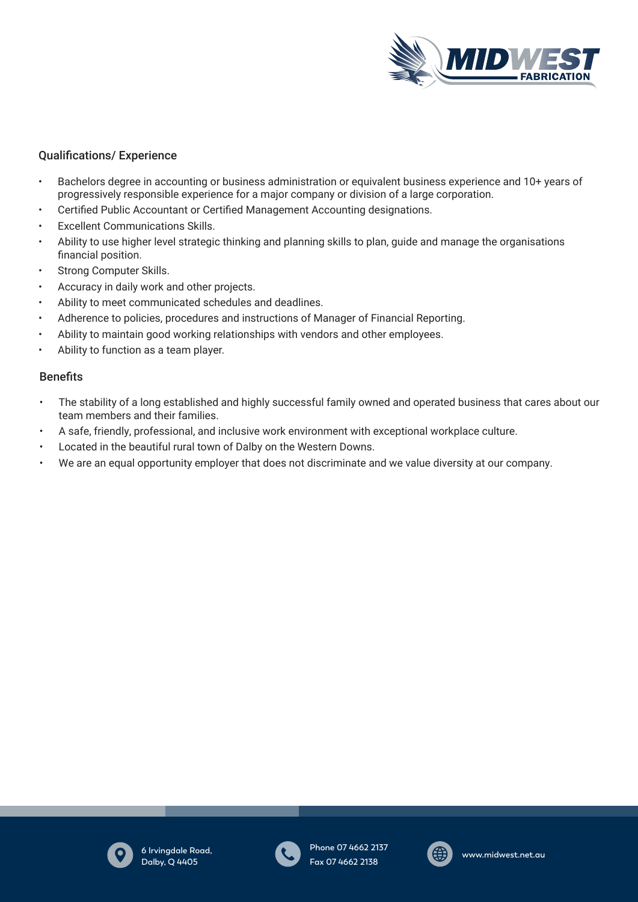## Qualifications/ Experience

- Bachelors degree in accounting or business administration or equivalent business experience and 10+ years of progressively responsible experience for a major company or division of a large corporation.
- Certified Public Accountant or Certified Management Accounting designations.
- Excellent Communications Skills.
- Ability to use higher level strategic thinking and planning skills to plan, guide and manage the organisations financial position.
- Strong Computer Skills.
- Accuracy in daily work and other projects.
- Ability to meet communicated schedules and deadlines.
- Adherence to policies, procedures and instructions of Manager of Financial Reporting.
- Ability to maintain good working relationships with vendors and other employees.
- Ability to function as a team player.

## Benefits

- The stability of a long established and highly successful family owned and operated business that cares about our team members and their families.
- A safe, friendly, professional, and inclusive work environment with exceptional workplace culture.
- Located in the beautiful rural town of Dalby on the Western Downs.
- We are an equal opportunity employer that does not discriminate and we value diversity at our company.